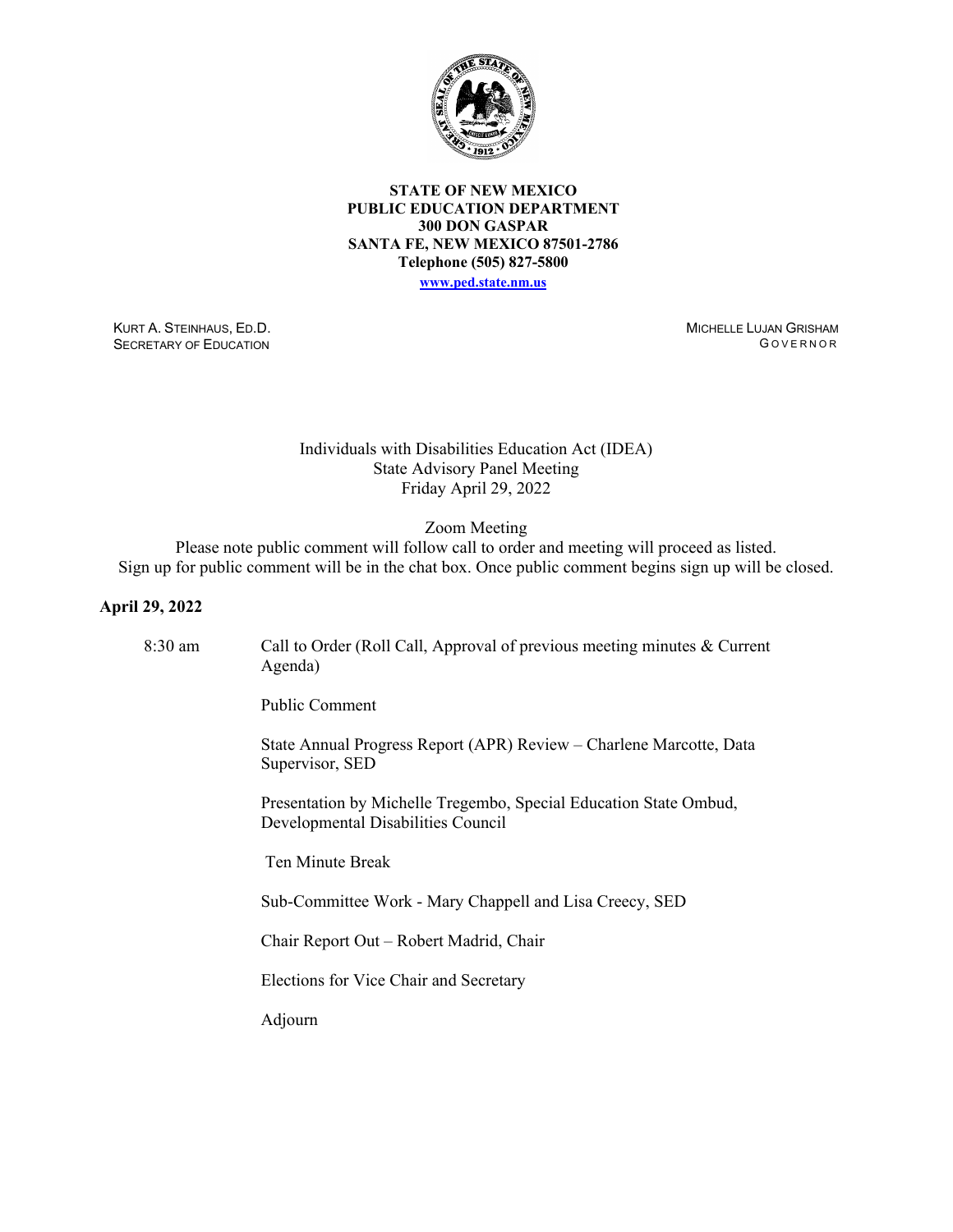**STATE OF NEW MEXICO**
**PUBLIC EDUCATION DEPARTMENT**
**300 DON GASPAR**
**SANTA FE, NEW MEXICO 87501-2786**
**Telephone (505) 827-5800**
**www.ped.state.nm.us**

KURT A. STEINHAUS, ED.D.
SECRETARY OF EDUCATION

MICHELLE LUJAN GRISHAM
GOVERNOR

Individuals with Disabilities Education Act (IDEA)
State Advisory Panel Meeting
Friday April 29, 2022

Zoom Meeting
Please note public comment will follow call to order and meeting will proceed as listed.
Sign up for public comment will be in the chat box. Once public comment begins sign up will be closed.

**April 29, 2022**

8:30 am — Call to Order (Roll Call, Approval of previous meeting minutes & Current Agenda)

Public Comment

State Annual Progress Report (APR) Review – Charlene Marcotte, Data Supervisor, SED

Presentation by Michelle Tregembo, Special Education State Ombud, Developmental Disabilities Council

Ten Minute Break

Sub-Committee Work - Mary Chappell and Lisa Creecy, SED

Chair Report Out – Robert Madrid, Chair

Elections for Vice Chair and Secretary

Adjourn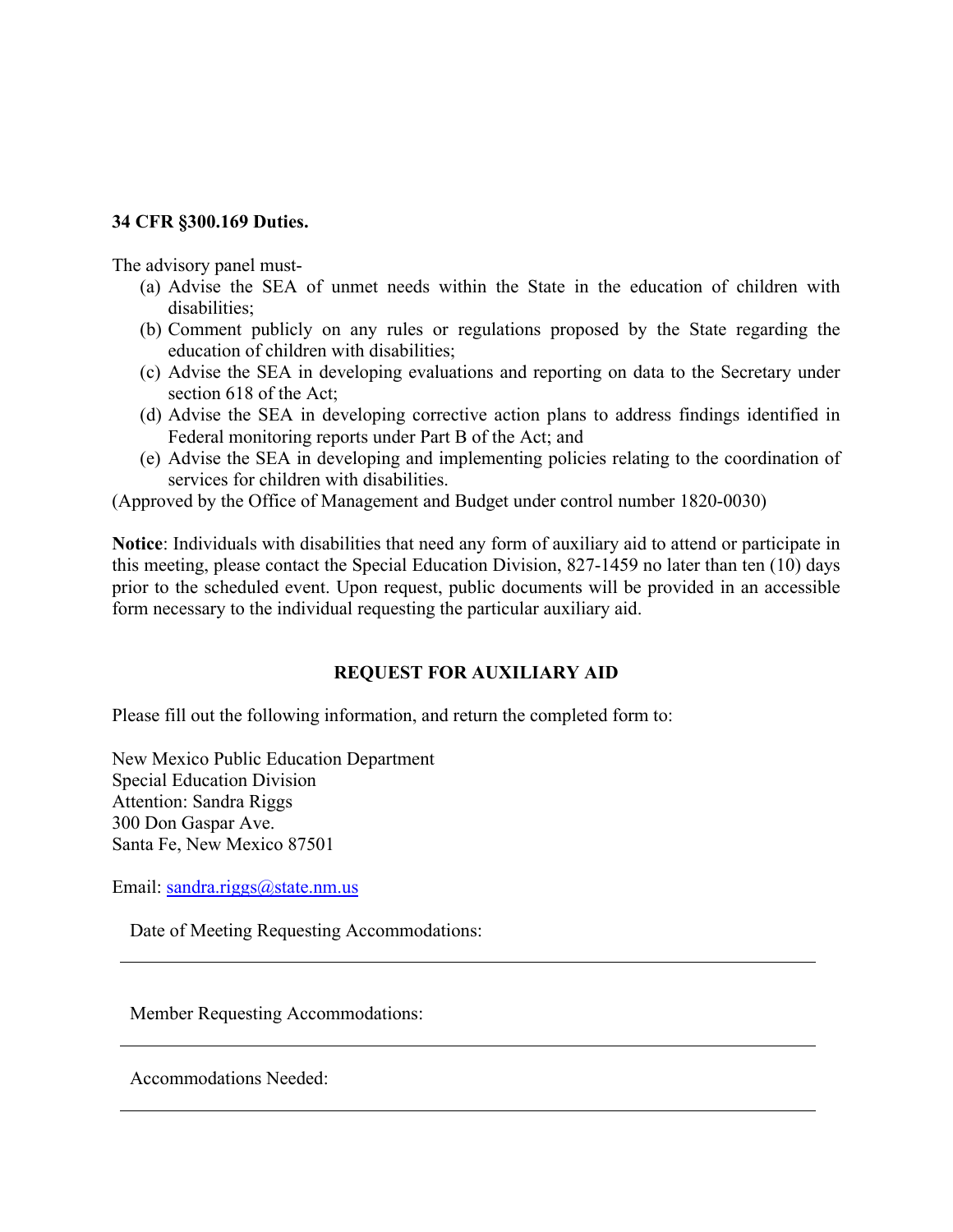**34 CFR §300.169 Duties.**

The advisory panel must-

(a) Advise the SEA of unmet needs within the State in the education of children with disabilities;

(b) Comment publicly on any rules or regulations proposed by the State regarding the education of children with disabilities;

(c) Advise the SEA in developing evaluations and reporting on data to the Secretary under section 618 of the Act;

(d) Advise the SEA in developing corrective action plans to address findings identified in Federal monitoring reports under Part B of the Act; and

(e) Advise the SEA in developing and implementing policies relating to the coordination of services for children with disabilities.

(Approved by the Office of Management and Budget under control number 1820-0030)

**Notice**: Individuals with disabilities that need any form of auxiliary aid to attend or participate in this meeting, please contact the Special Education Division, 827-1459 no later than ten (10) days prior to the scheduled event. Upon request, public documents will be provided in an accessible form necessary to the individual requesting the particular auxiliary aid.

## REQUEST FOR AUXILIARY AID

Please fill out the following information, and return the completed form to:

New Mexico Public Education Department
Special Education Division
Attention: Sandra Riggs
300 Don Gaspar Ave.
Santa Fe, New Mexico 87501

Email: sandra.riggs@state.nm.us

Date of Meeting Requesting Accommodations:

______________________________________________

Member Requesting Accommodations:

______________________________________________

Accommodations Needed:

______________________________________________